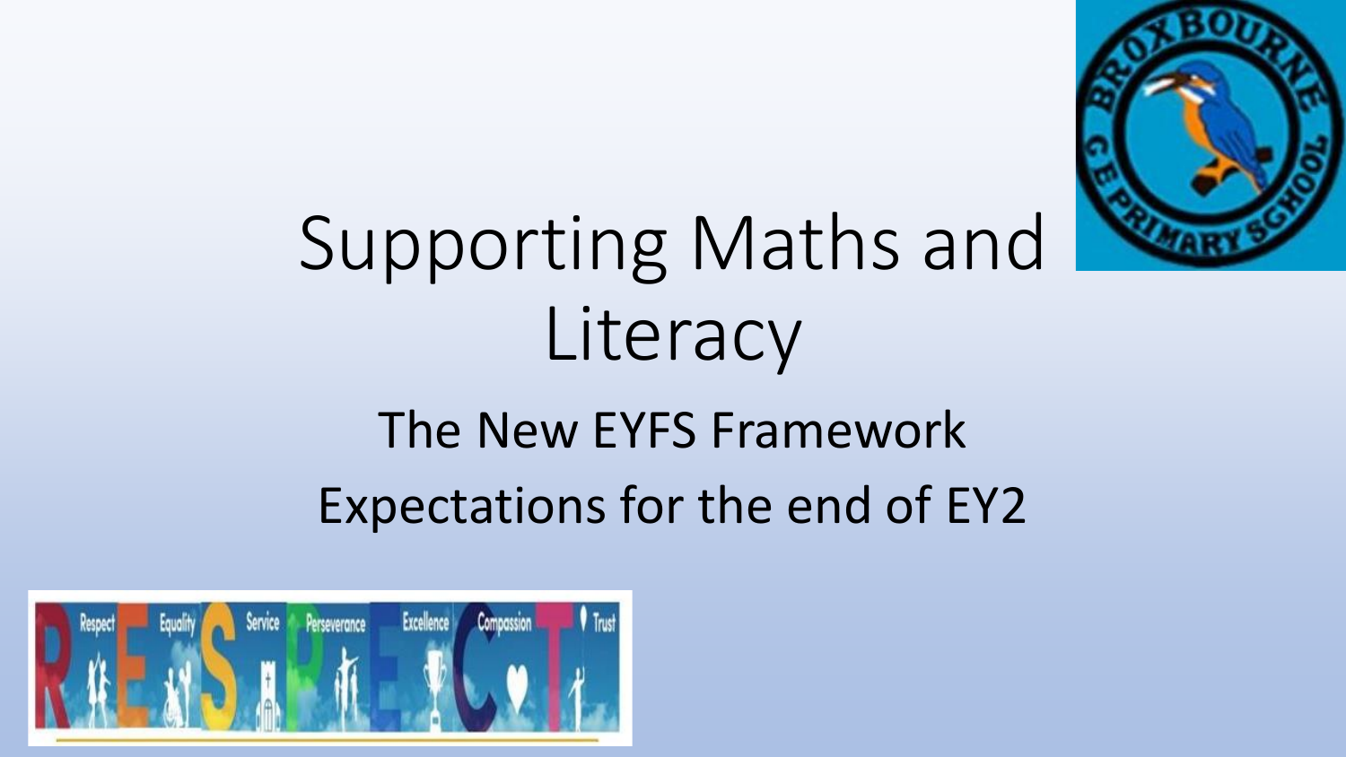# Supporting Maths and Literacy

## The New EYFS Framework

## Expectations for the end of EY2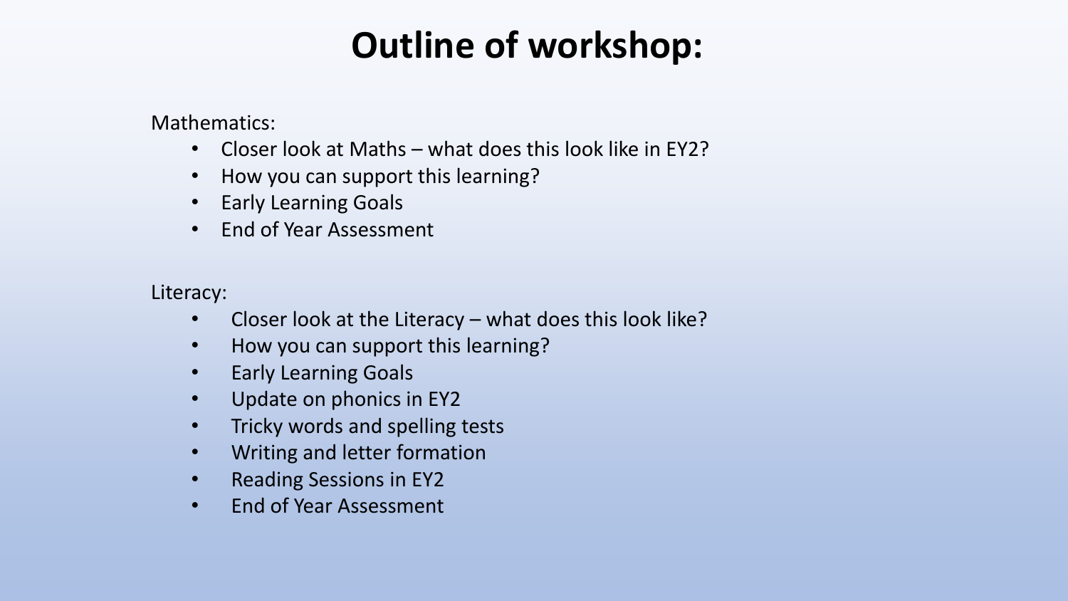# Outline of workshop:

Mathematics:

- Closer look at Maths – what does this look like in EY2?
- How you can support this learning?
- Early Learning Goals
- End of Year Assessment

Literacy:

- Closer look at the Literacy – what does this look like?
- How you can support this learning?
- Early Learning Goals
- Update on phonics in EY2
- Tricky words and spelling tests
- Writing and letter formation
- Reading Sessions in EY2
- End of Year Assessment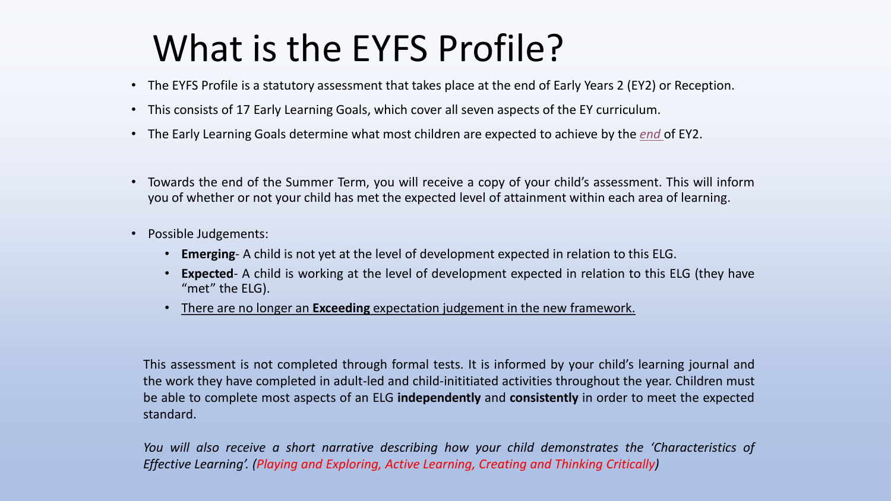# What is the EYFS Profile?

- The EYFS Profile is a statutory assessment that takes place at the end of Early Years 2 (EY2) or Reception.
- This consists of 17 Early Learning Goals, which cover all seven aspects of the EY curriculum.
- The Early Learning Goals determine what most children are expected to achieve by the *end* of EY2.

- Towards the end of the Summer Term, you will receive a copy of your child's assessment. This will inform you of whether or not your child has met the expected level of attainment within each area of learning.

- Possible Judgements:
  - **Emerging**- A child is not yet at the level of development expected in relation to this ELG.
  - **Expected**- A child is working at the level of development expected in relation to this ELG (they have "met" the ELG).
  - There are no longer an **Exceeding** expectation judgement in the new framework.

This assessment is not completed through formal tests. It is informed by your child's learning journal and the work they have completed in adult-led and child-inititiated activities throughout the year. Children must be able to complete most aspects of an ELG **independently** and **consistently** in order to meet the expected standard.

*You will also receive a short narrative describing how your child demonstrates the 'Characteristics of Effective Learning'. (Playing and Exploring, Active Learning, Creating and Thinking Critically)*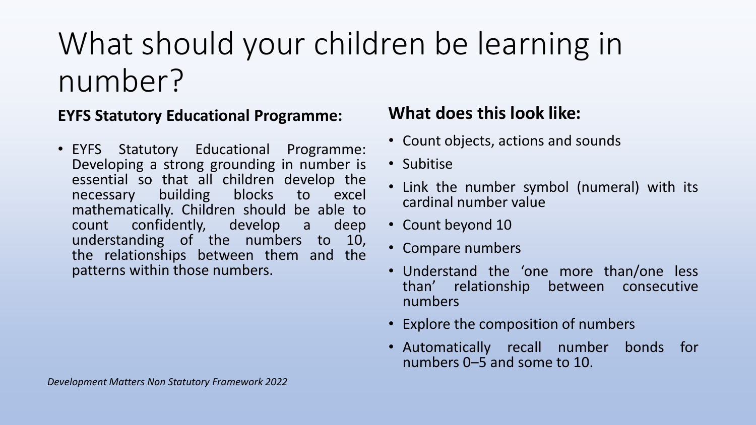# What should your children be learning in number?

**EYFS Statutory Educational Programme:**

- EYFS Statutory Educational Programme: Developing a strong grounding in number is essential so that all children develop the necessary building blocks to excel mathematically. Children should be able to count confidently, develop a deep understanding of the numbers to 10, the relationships between them and the patterns within those numbers.

**What does this look like:**

- Count objects, actions and sounds
- Subitise
- Link the number symbol (numeral) with its cardinal number value
- Count beyond 10
- Compare numbers
- Understand the 'one more than/one less than' relationship between consecutive numbers
- Explore the composition of numbers
- Automatically recall number bonds for numbers 0–5 and some to 10.

*Development Matters Non Statutory Framework 2022*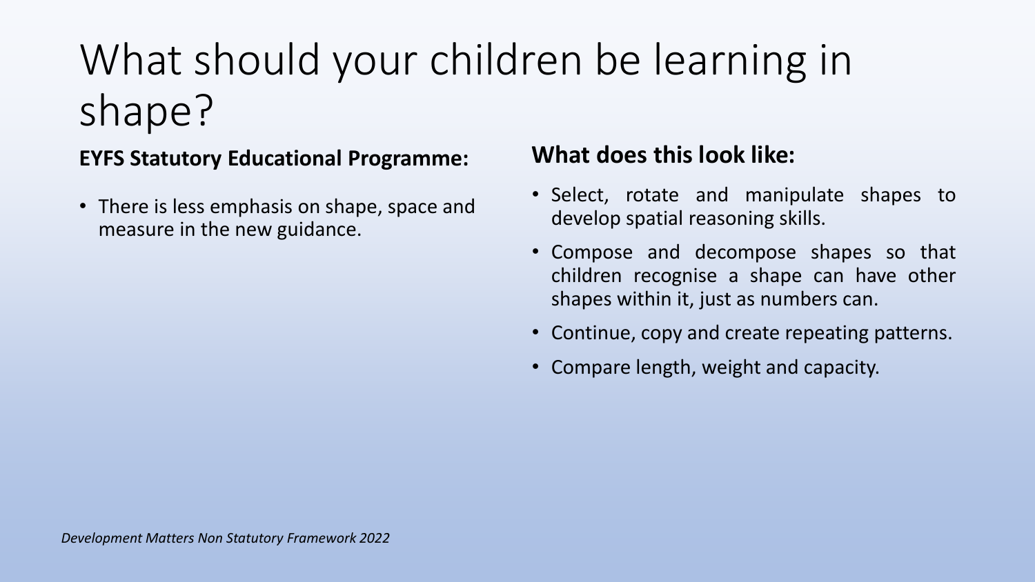# What should your children be learning in shape?

**EYFS Statutory Educational Programme:**

- There is less emphasis on shape, space and measure in the new guidance.

**What does this look like:**

- Select, rotate and manipulate shapes to develop spatial reasoning skills.
- Compose and decompose shapes so that children recognise a shape can have other shapes within it, just as numbers can.
- Continue, copy and create repeating patterns.
- Compare length, weight and capacity.

*Development Matters Non Statutory Framework 2022*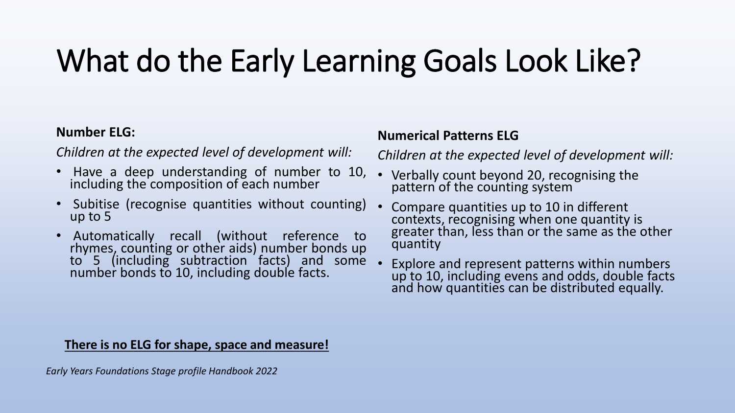# What do the Early Learning Goals Look Like?

**Number ELG:**

*Children at the expected level of development will:*

- Have a deep understanding of number to 10, including the composition of each number
- Subitise (recognise quantities without counting) up to 5
- Automatically recall (without reference to rhymes, counting or other aids) number bonds up to 5 (including subtraction facts) and some number bonds to 10, including double facts.

**Numerical Patterns ELG**

*Children at the expected level of development will:*

- Verbally count beyond 20, recognising the pattern of the counting system
- Compare quantities up to 10 in different contexts, recognising when one quantity is greater than, less than or the same as the other quantity
- Explore and represent patterns within numbers up to 10, including evens and odds, double facts and how quantities can be distributed equally.

**There is no ELG for shape, space and measure!**

*Early Years Foundations Stage profile Handbook 2022*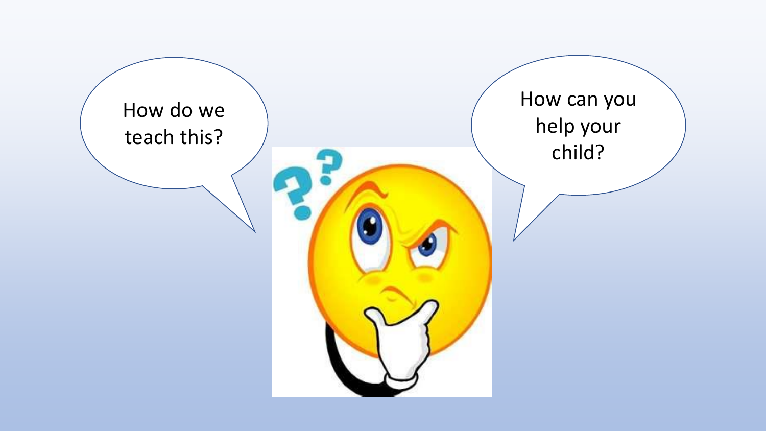How do we teach this?

How can you help your child?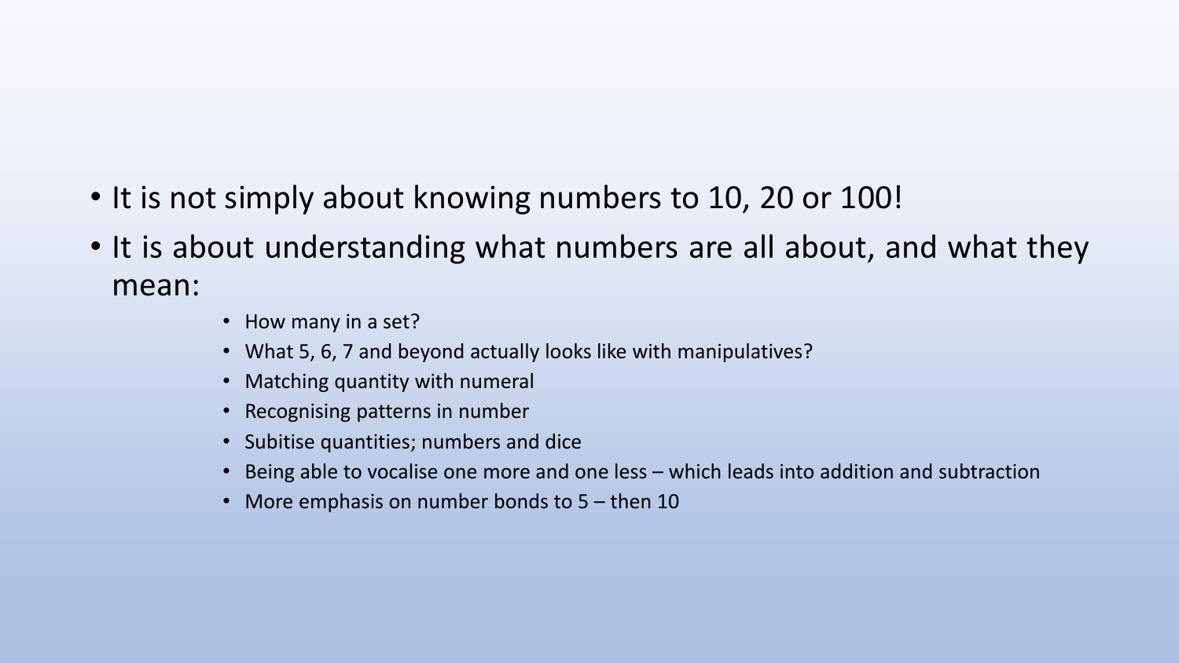- It is not simply about knowing numbers to 10, 20 or 100!
- It is about understanding what numbers are all about, and what they mean:
    - How many in a set?
    - What 5, 6, 7 and beyond actually looks like with manipulatives?
    - Matching quantity with numeral
    - Recognising patterns in number
    - Subitise quantities; numbers and dice
    - Being able to vocalise one more and one less – which leads into addition and subtraction
    - More emphasis on number bonds to 5 – then 10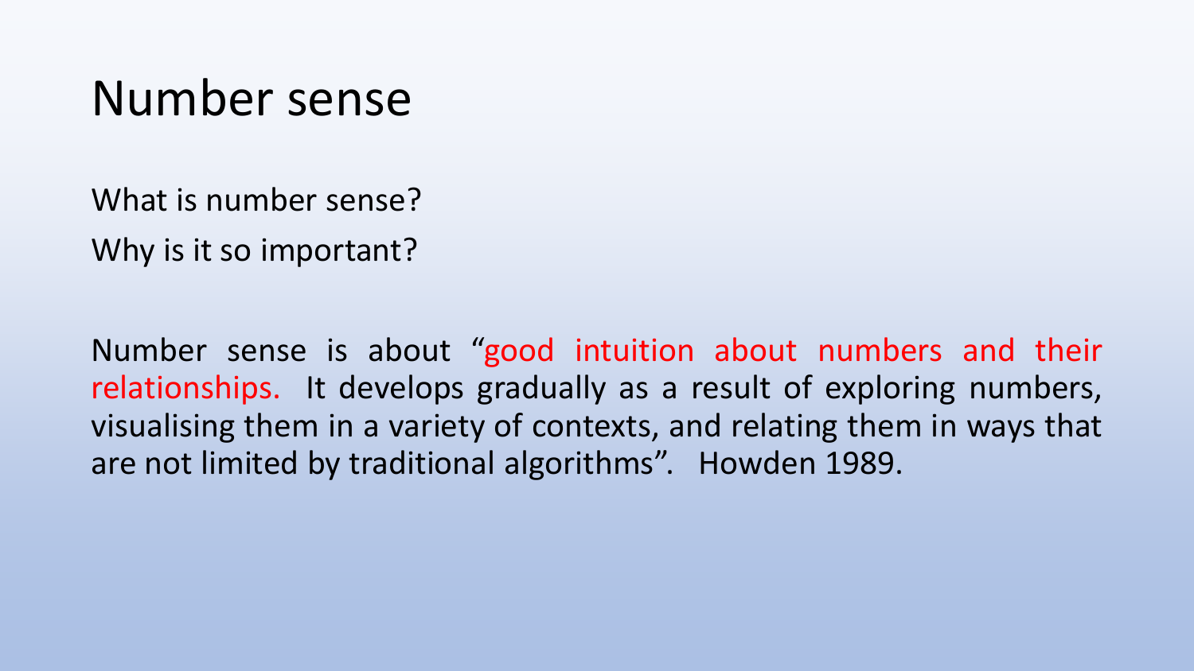# Number sense

What is number sense?

Why is it so important?

Number sense is about “good intuition about numbers and their relationships. It develops gradually as a result of exploring numbers, visualising them in a variety of contexts, and relating them in ways that are not limited by traditional algorithms”. Howden 1989.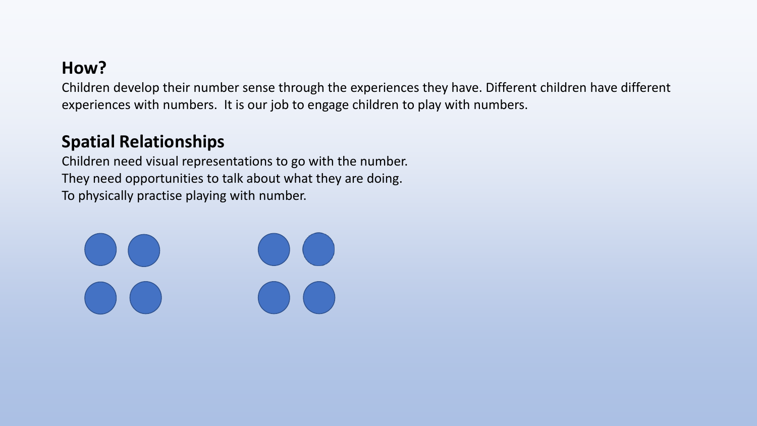## How?

Children develop their number sense through the experiences they have. Different children have different experiences with numbers.  It is our job to engage children to play with numbers.

## Spatial Relationships

Children need visual representations to go with the number.
They need opportunities to talk about what they are doing.
To physically practise playing with number.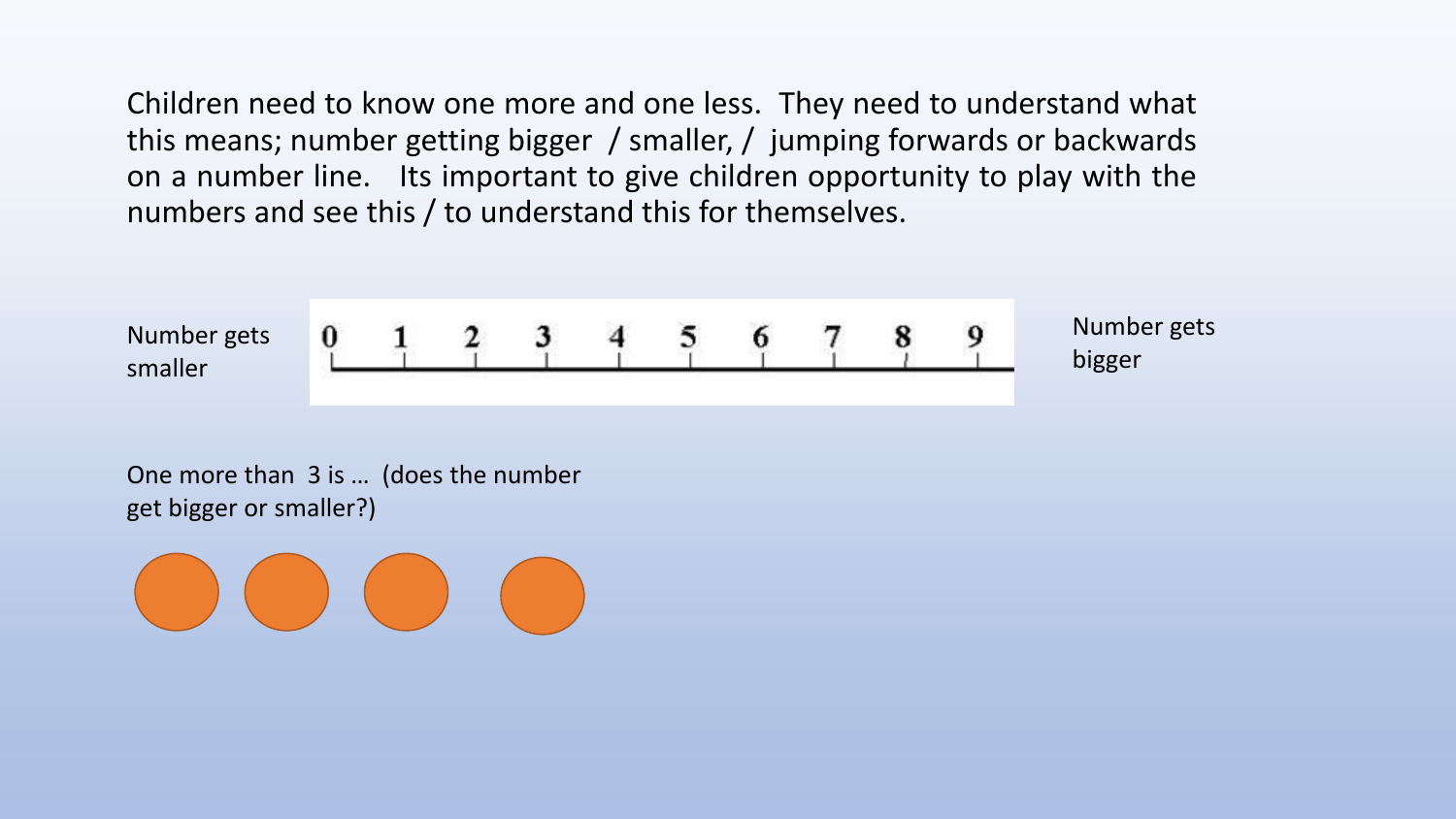Children need to know one more and one less. They need to understand what this means; number getting bigger / smaller, / jumping forwards or backwards on a number line. Its important to give children opportunity to play with the numbers and see this / to understand this for themselves.

Number gets smaller

0 1 2 3 4 5 6 7 8 9

Number gets bigger

One more than 3 is … (does the number get bigger or smaller?)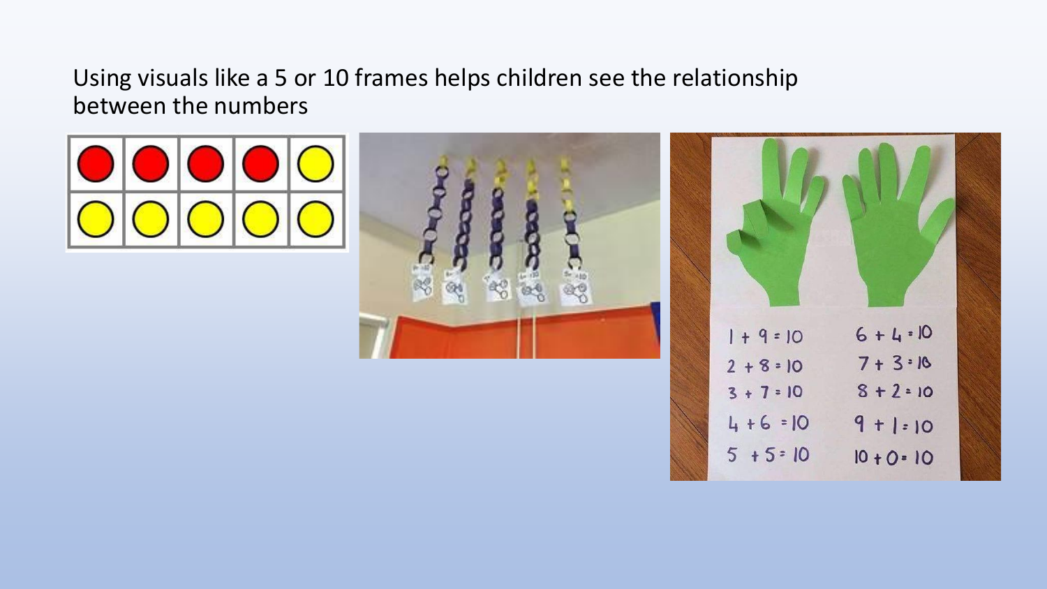Using visuals like a 5 or 10 frames helps children see the relationship between the numbers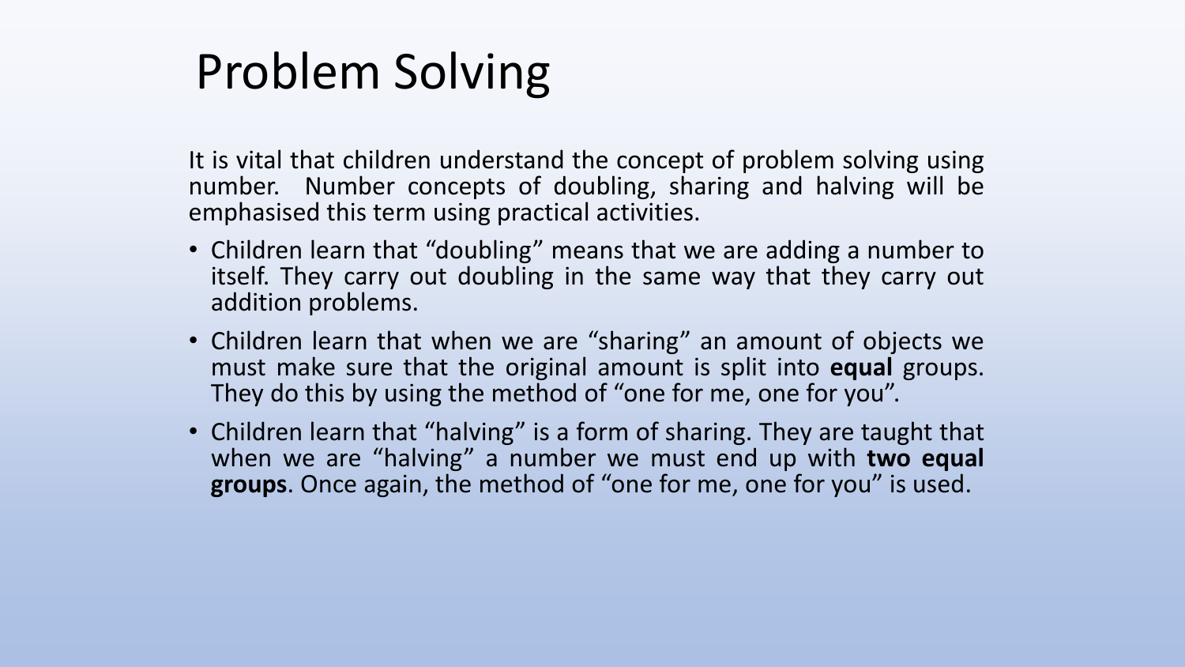# Problem Solving

It is vital that children understand the concept of problem solving using number. Number concepts of doubling, sharing and halving will be emphasised this term using practical activities.

- Children learn that "doubling" means that we are adding a number to itself. They carry out doubling in the same way that they carry out addition problems.
- Children learn that when we are "sharing" an amount of objects we must make sure that the original amount is split into **equal** groups. They do this by using the method of "one for me, one for you".
- Children learn that "halving" is a form of sharing. They are taught that when we are "halving" a number we must end up with **two equal groups**. Once again, the method of "one for me, one for you" is used.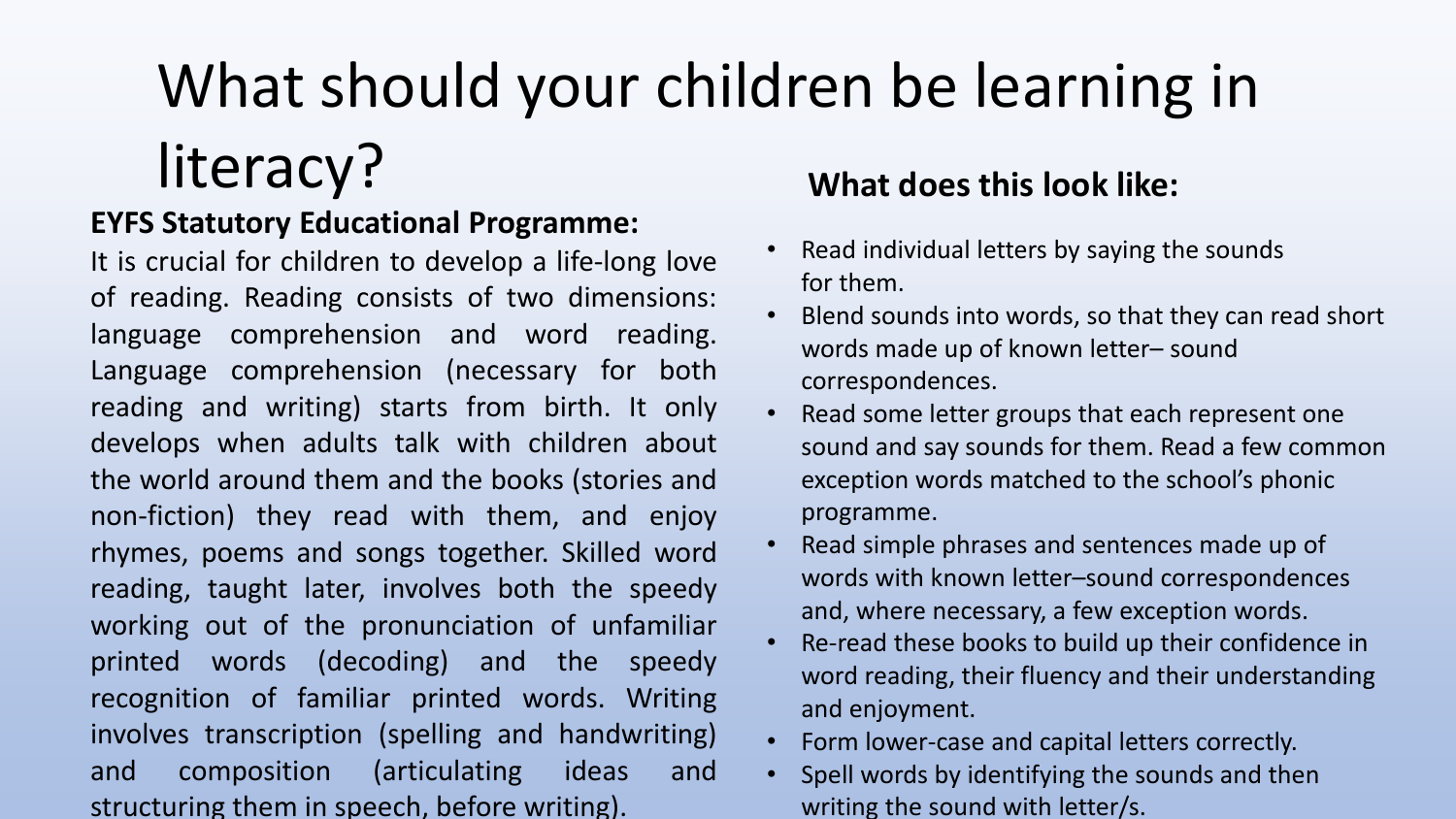# What should your children be learning in literacy?

**EYFS Statutory Educational Programme:**

It is crucial for children to develop a life-long love of reading. Reading consists of two dimensions: language comprehension and word reading. Language comprehension (necessary for both reading and writing) starts from birth. It only develops when adults talk with children about the world around them and the books (stories and non-fiction) they read with them, and enjoy rhymes, poems and songs together. Skilled word reading, taught later, involves both the speedy working out of the pronunciation of unfamiliar printed words (decoding) and the speedy recognition of familiar printed words. Writing involves transcription (spelling and handwriting) and composition (articulating ideas and structuring them in speech, before writing).

## What does this look like:

- Read individual letters by saying the sounds for them.
- Blend sounds into words, so that they can read short words made up of known letter– sound correspondences.
- Read some letter groups that each represent one sound and say sounds for them. Read a few common exception words matched to the school's phonic programme.
- Read simple phrases and sentences made up of words with known letter–sound correspondences and, where necessary, a few exception words.
- Re-read these books to build up their confidence in word reading, their fluency and their understanding and enjoyment.
- Form lower-case and capital letters correctly.
- Spell words by identifying the sounds and then writing the sound with letter/s.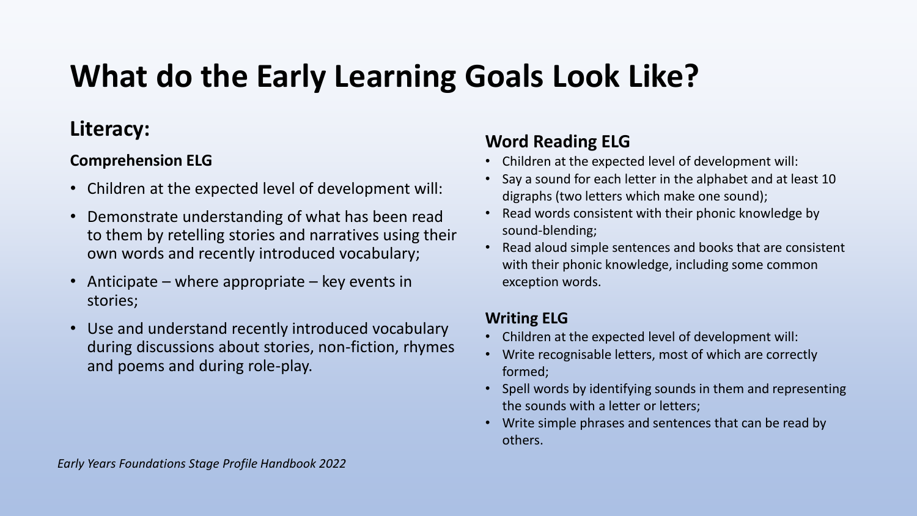# What do the Early Learning Goals Look Like?

## Literacy:

### Comprehension ELG

- Children at the expected level of development will:
- Demonstrate understanding of what has been read to them by retelling stories and narratives using their own words and recently introduced vocabulary;
- Anticipate – where appropriate – key events in stories;
- Use and understand recently introduced vocabulary during discussions about stories, non-fiction, rhymes and poems and during role-play.

### Word Reading ELG

- Children at the expected level of development will:
- Say a sound for each letter in the alphabet and at least 10 digraphs (two letters which make one sound);
- Read words consistent with their phonic knowledge by sound-blending;
- Read aloud simple sentences and books that are consistent with their phonic knowledge, including some common exception words.

### Writing ELG

- Children at the expected level of development will:
- Write recognisable letters, most of which are correctly formed;
- Spell words by identifying sounds in them and representing the sounds with a letter or letters;
- Write simple phrases and sentences that can be read by others.

*Early Years Foundations Stage Profile Handbook 2022*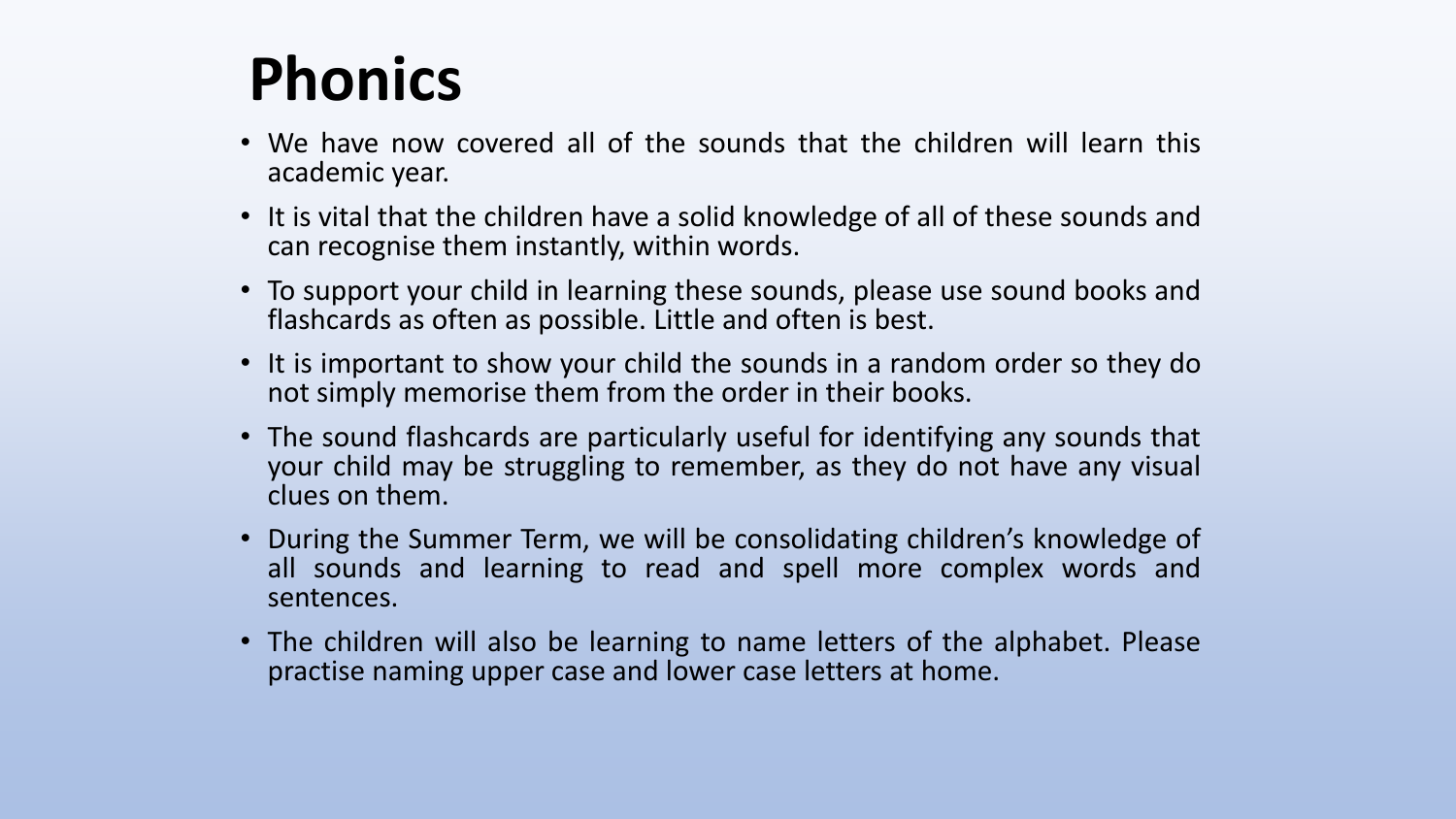# Phonics

- We have now covered all of the sounds that the children will learn this academic year.
- It is vital that the children have a solid knowledge of all of these sounds and can recognise them instantly, within words.
- To support your child in learning these sounds, please use sound books and flashcards as often as possible. Little and often is best.
- It is important to show your child the sounds in a random order so they do not simply memorise them from the order in their books.
- The sound flashcards are particularly useful for identifying any sounds that your child may be struggling to remember, as they do not have any visual clues on them.
- During the Summer Term, we will be consolidating children's knowledge of all sounds and learning to read and spell more complex words and sentences.
- The children will also be learning to name letters of the alphabet. Please practise naming upper case and lower case letters at home.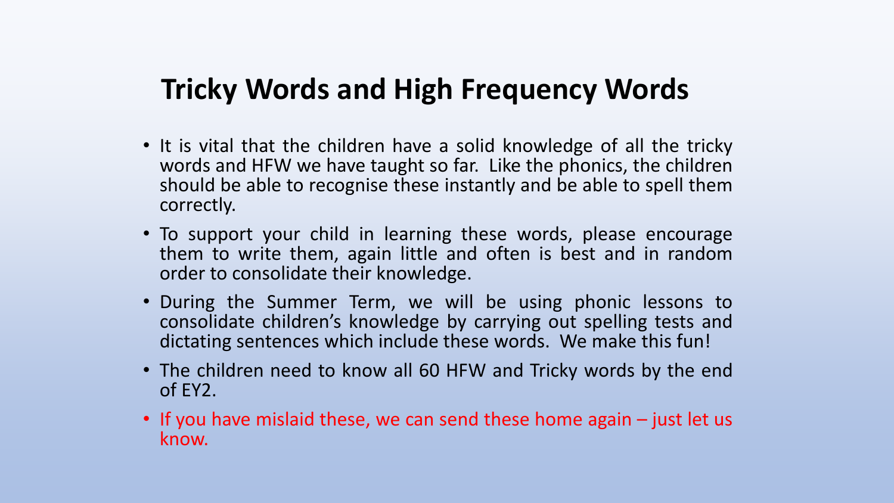# Tricky Words and High Frequency Words

- It is vital that the children have a solid knowledge of all the tricky words and HFW we have taught so far. Like the phonics, the children should be able to recognise these instantly and be able to spell them correctly.
- To support your child in learning these words, please encourage them to write them, again little and often is best and in random order to consolidate their knowledge.
- During the Summer Term, we will be using phonic lessons to consolidate children's knowledge by carrying out spelling tests and dictating sentences which include these words. We make this fun!
- The children need to know all 60 HFW and Tricky words by the end of EY2.
- If you have mislaid these, we can send these home again – just let us know.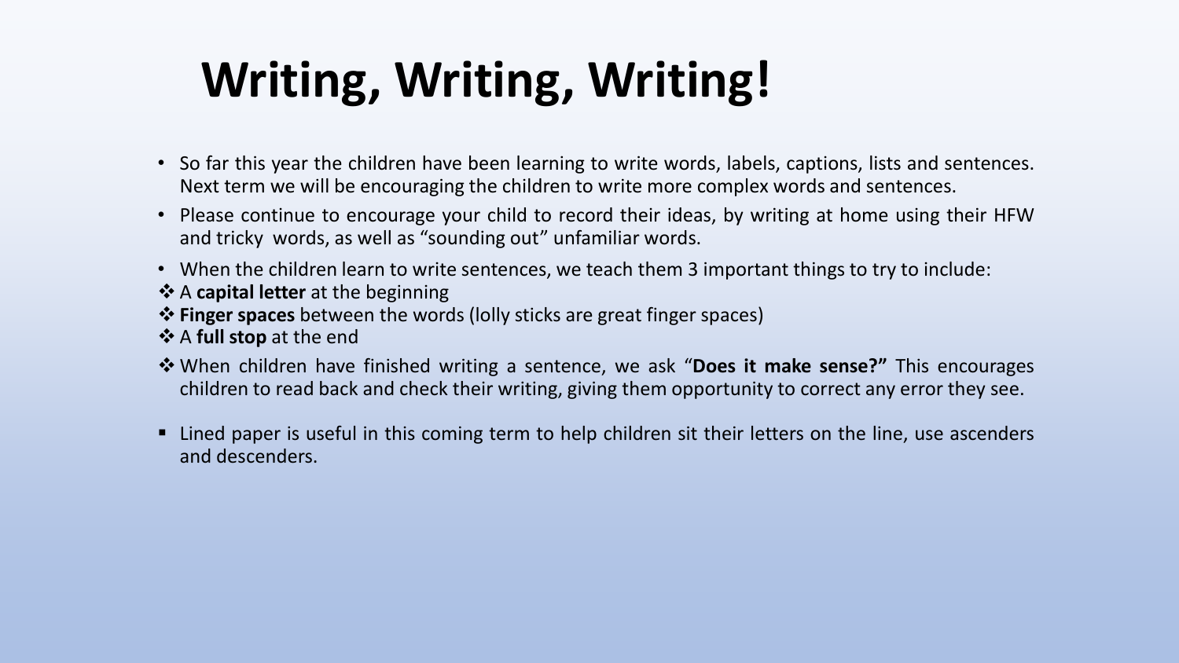# Writing, Writing, Writing!

- So far this year the children have been learning to write words, labels, captions, lists and sentences. Next term we will be encouraging the children to write more complex words and sentences.
- Please continue to encourage your child to record their ideas, by writing at home using their HFW and tricky words, as well as "sounding out" unfamiliar words.
- When the children learn to write sentences, we teach them 3 important things to try to include:

❖ A **capital letter** at the beginning
❖ **Finger spaces** between the words (lolly sticks are great finger spaces)
❖ A **full stop** at the end
❖ When children have finished writing a sentence, we ask "**Does it make sense?"** This encourages children to read back and check their writing, giving them opportunity to correct any error they see.

- Lined paper is useful in this coming term to help children sit their letters on the line, use ascenders and descenders.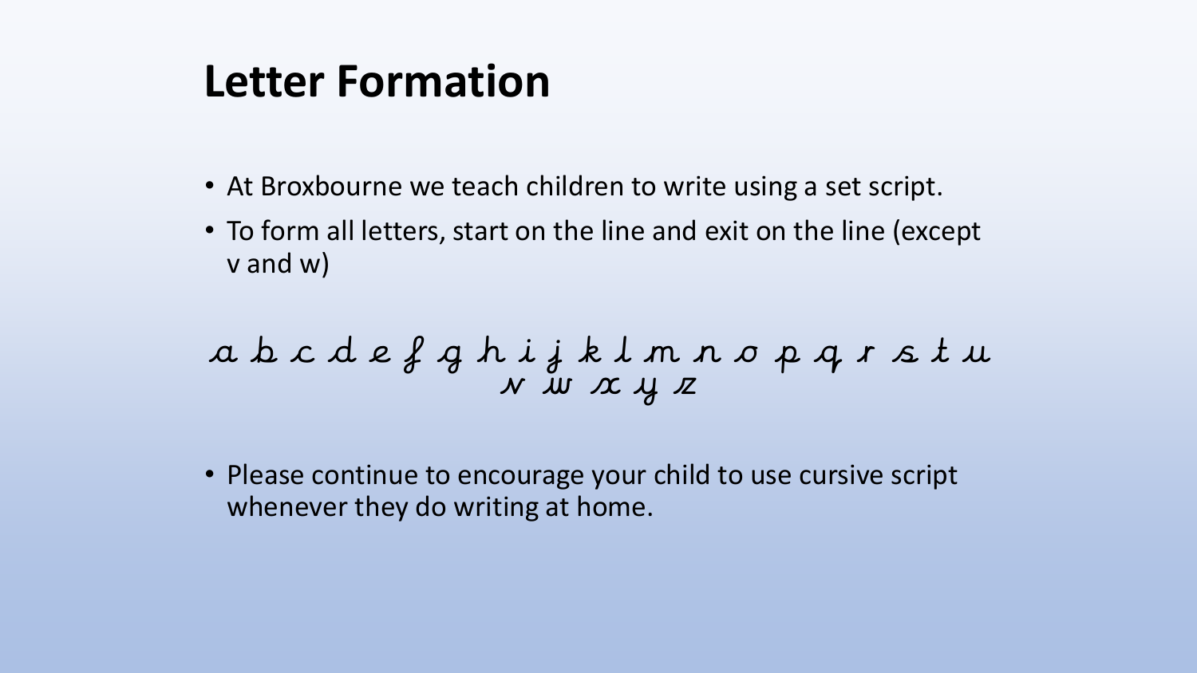# Letter Formation

- At Broxbourne we teach children to write using a set script.
- To form all letters, start on the line and exit on the line (except v and w)

a b c d e f g h i j k l m n o p q r s t u
v w x y z

- Please continue to encourage your child to use cursive script whenever they do writing at home.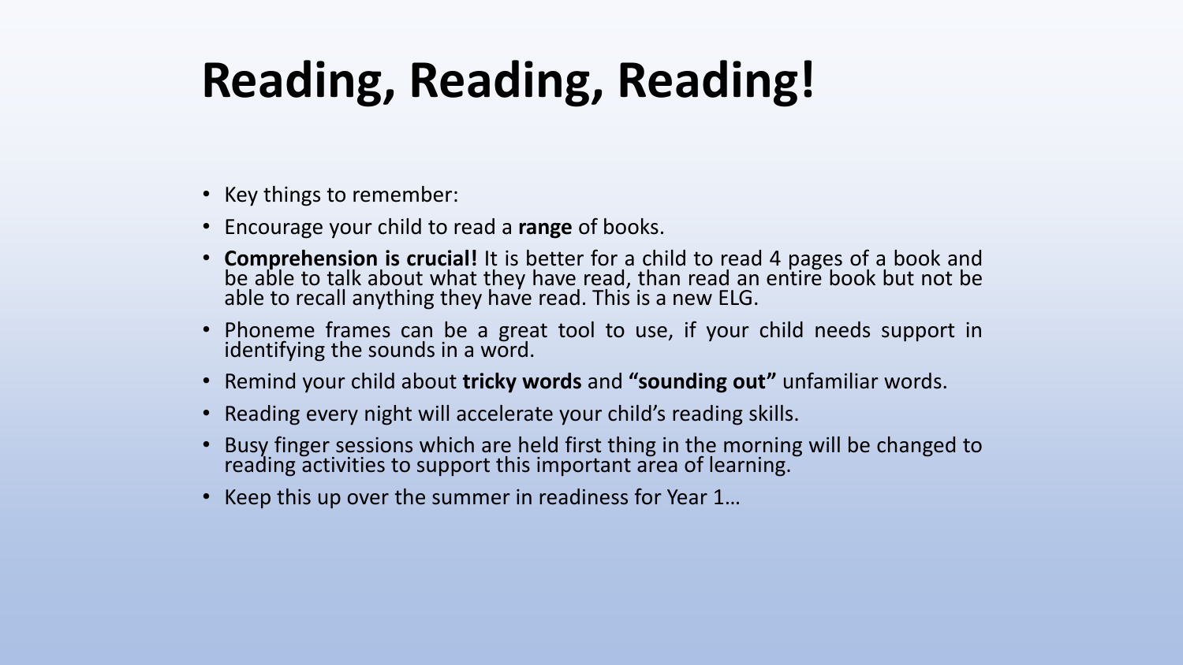# Reading, Reading, Reading!

- Key things to remember:
- Encourage your child to read a **range** of books.
- **Comprehension is crucial!** It is better for a child to read 4 pages of a book and be able to talk about what they have read, than read an entire book but not be able to recall anything they have read. This is a new ELG.
- Phoneme frames can be a great tool to use, if your child needs support in identifying the sounds in a word.
- Remind your child about **tricky words** and **"sounding out"** unfamiliar words.
- Reading every night will accelerate your child's reading skills.
- Busy finger sessions which are held first thing in the morning will be changed to reading activities to support this important area of learning.
- Keep this up over the summer in readiness for Year 1…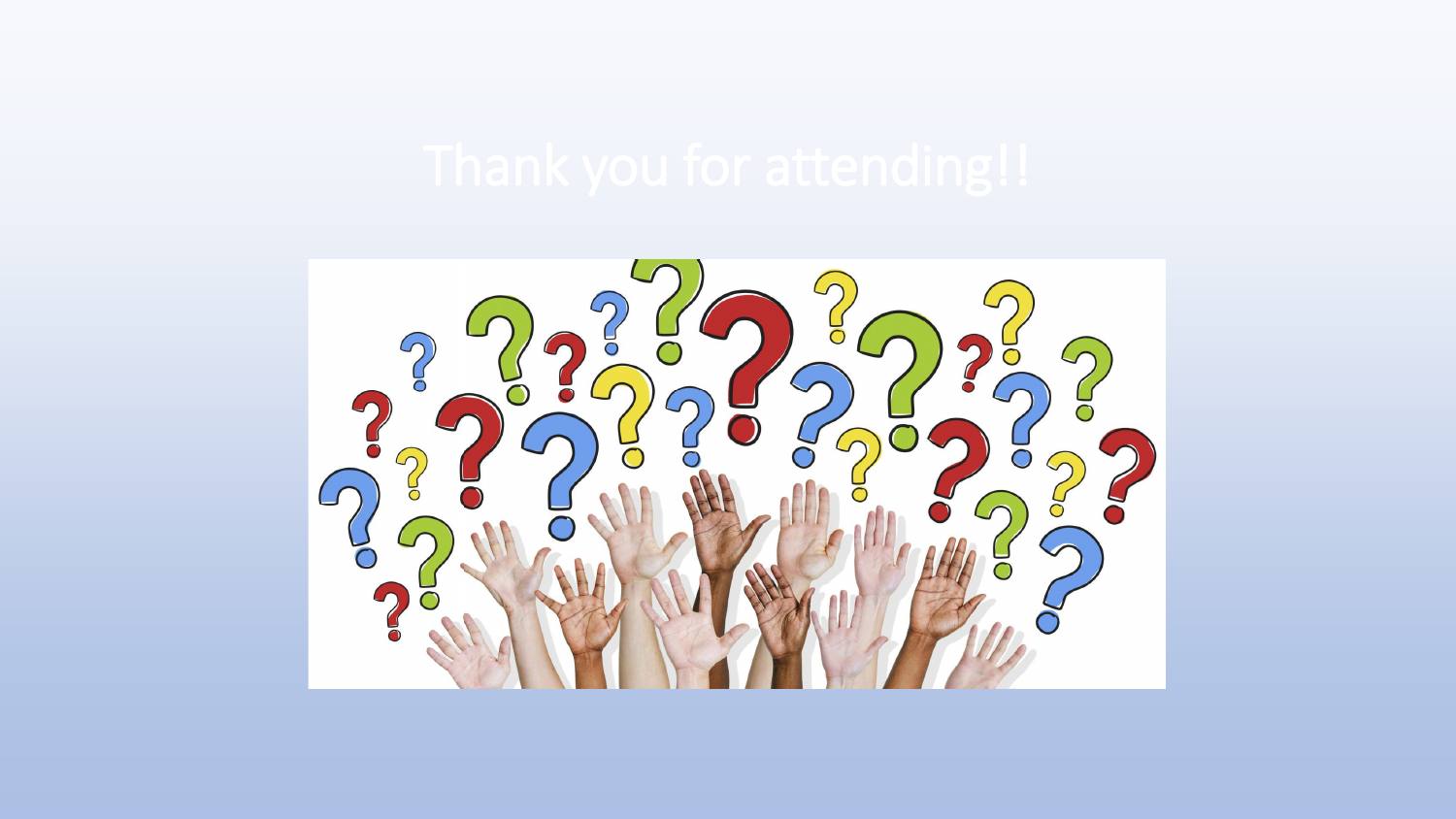# Thank you for attending!!